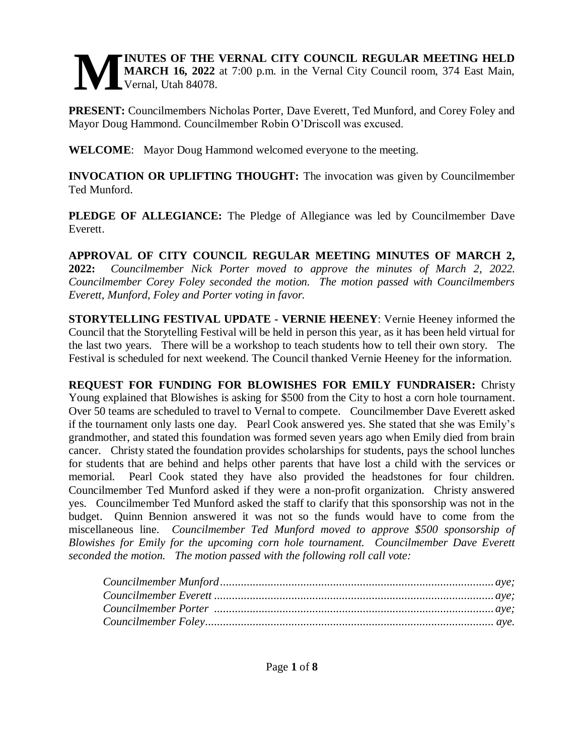**MINUTES OF THE VERNAL CITY COUNCIL REGULAR MEETING HELD MARCH 16, 2022** at 7:00 p.m. in the Vernal City Council room, 374 East Main, Vernal, Utah 84078.

**PRESENT:** Councilmembers Nicholas Porter, Dave Everett, Ted Munford, and Corey Foley and Mayor Doug Hammond. Councilmember Robin O'Driscoll was excused.

**WELCOME**: Mayor Doug Hammond welcomed everyone to the meeting.

**INVOCATION OR UPLIFTING THOUGHT:** The invocation was given by Councilmember Ted Munford.

**PLEDGE OF ALLEGIANCE:** The Pledge of Allegiance was led by Councilmember Dave Everett.

**APPROVAL OF CITY COUNCIL REGULAR MEETING MINUTES OF MARCH 2, 2022:** *Councilmember Nick Porter moved to approve the minutes of March 2, 2022. Councilmember Corey Foley seconded the motion. The motion passed with Councilmembers Everett, Munford, Foley and Porter voting in favor.*

**STORYTELLING FESTIVAL UPDATE - VERNIE HEENEY**: Vernie Heeney informed the Council that the Storytelling Festival will be held in person this year, as it has been held virtual for the last two years. There will be a workshop to teach students how to tell their own story. The Festival is scheduled for next weekend. The Council thanked Vernie Heeney for the information.

**REQUEST FOR FUNDING FOR BLOWISHES FOR EMILY FUNDRAISER:** Christy Young explained that Blowishes is asking for $500 from the City to host a corn hole tournament. Over 50 teams are scheduled to travel to Vernal to compete. Councilmember Dave Everett asked if the tournament only lasts one day. Pearl Cook answered yes. She stated that she was Emily's grandmother, and stated this foundation was formed seven years ago when Emily died from brain cancer. Christy stated the foundation provides scholarships for students, pays the school lunches for students that are behind and helps other parents that have lost a child with the services or memorial. Pearl Cook stated they have also provided the headstones for four children. Councilmember Ted Munford asked if they were a non-profit organization. Christy answered yes. Councilmember Ted Munford asked the staff to clarify that this sponsorship was not in the budget. Quinn Bennion answered it was not so the funds would have to come from the miscellaneous line. *Councilmember Ted Munford moved to approve $500 sponsorship of Blowishes for Emily for the upcoming corn hole tournament. Councilmember Dave Everett seconded the motion. The motion passed with the following roll call vote:*

*Councilmember Munford............................................................ aye;*
*Councilmember Everett ............................................................. aye;*
*Councilmember Porter ............................................................. aye;*
*Councilmember Foley............................................................... aye.*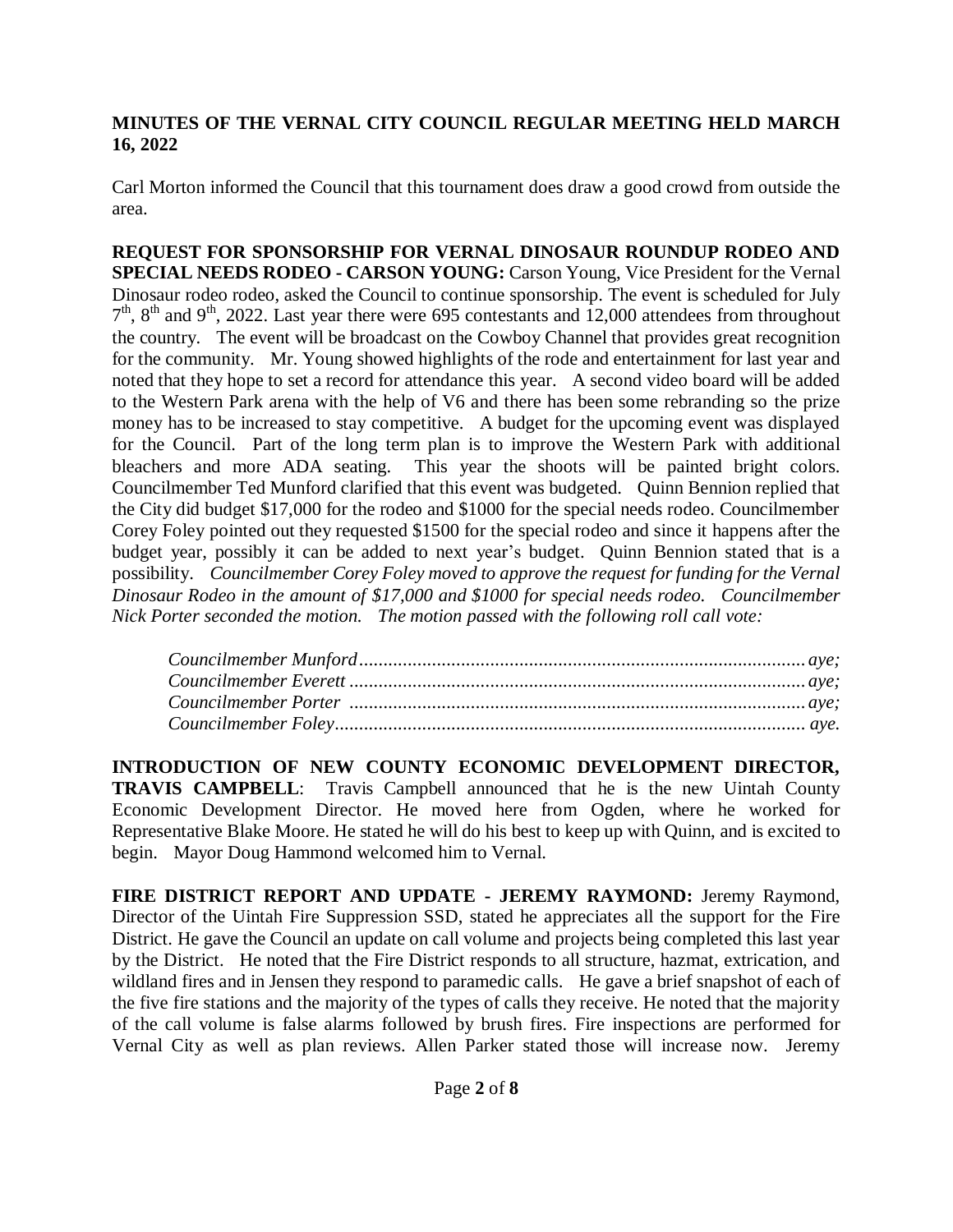**MINUTES OF THE VERNAL CITY COUNCIL REGULAR MEETING HELD MARCH 16, 2022**

Carl Morton informed the Council that this tournament does draw a good crowd from outside the area.

**REQUEST FOR SPONSORSHIP FOR VERNAL DINOSAUR ROUNDUP RODEO AND SPECIAL NEEDS RODEO - CARSON YOUNG:** Carson Young, Vice President for the Vernal Dinosaur rodeo rodeo, asked the Council to continue sponsorship. The event is scheduled for July 7th, 8th and 9th, 2022. Last year there were 695 contestants and 12,000 attendees from throughout the country. The event will be broadcast on the Cowboy Channel that provides great recognition for the community. Mr. Young showed highlights of the rode and entertainment for last year and noted that they hope to set a record for attendance this year. A second video board will be added to the Western Park arena with the help of V6 and there has been some rebranding so the prize money has to be increased to stay competitive. A budget for the upcoming event was displayed for the Council. Part of the long term plan is to improve the Western Park with additional bleachers and more ADA seating. This year the shoots will be painted bright colors. Councilmember Ted Munford clarified that this event was budgeted. Quinn Bennion replied that the City did budget $17,000 for the rodeo and $1000 for the special needs rodeo. Councilmember Corey Foley pointed out they requested $1500 for the special rodeo and since it happens after the budget year, possibly it can be added to next year's budget. Quinn Bennion stated that is a possibility. *Councilmember Corey Foley moved to approve the request for funding for the Vernal Dinosaur Rodeo in the amount of $17,000 and $1000 for special needs rodeo. Councilmember Nick Porter seconded the motion. The motion passed with the following roll call vote:*

*Councilmember Munford............................................................................................aye;*
*Councilmember Everett..............................................................................................aye;*
*Councilmember Porter .............................................................................................aye;*
*Councilmember Foley................................................................................................ aye.*

**INTRODUCTION OF NEW COUNTY ECONOMIC DEVELOPMENT DIRECTOR, TRAVIS CAMPBELL**: Travis Campbell announced that he is the new Uintah County Economic Development Director. He moved here from Ogden, where he worked for Representative Blake Moore. He stated he will do his best to keep up with Quinn, and is excited to begin. Mayor Doug Hammond welcomed him to Vernal.

**FIRE DISTRICT REPORT AND UPDATE - JEREMY RAYMOND:** Jeremy Raymond, Director of the Uintah Fire Suppression SSD, stated he appreciates all the support for the Fire District. He gave the Council an update on call volume and projects being completed this last year by the District. He noted that the Fire District responds to all structure, hazmat, extrication, and wildland fires and in Jensen they respond to paramedic calls. He gave a brief snapshot of each of the five fire stations and the majority of the types of calls they receive. He noted that the majority of the call volume is false alarms followed by brush fires. Fire inspections are performed for Vernal City as well as plan reviews. Allen Parker stated those will increase now. Jeremy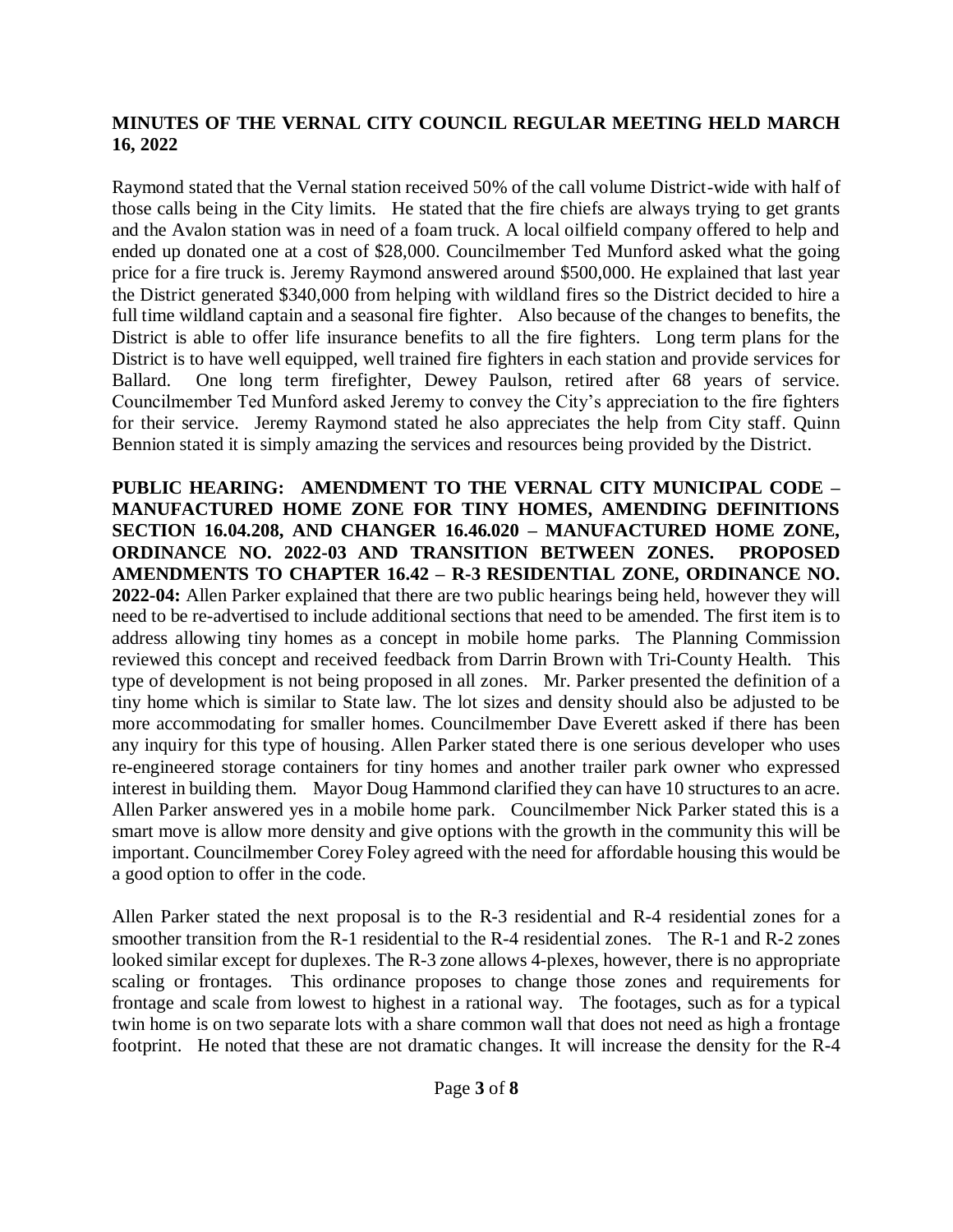**MINUTES OF THE VERNAL CITY COUNCIL REGULAR MEETING HELD MARCH 16, 2022**

Raymond stated that the Vernal station received 50% of the call volume District-wide with half of those calls being in the City limits. He stated that the fire chiefs are always trying to get grants and the Avalon station was in need of a foam truck. A local oilfield company offered to help and ended up donated one at a cost of $28,000. Councilmember Ted Munford asked what the going price for a fire truck is. Jeremy Raymond answered around $500,000. He explained that last year the District generated $340,000 from helping with wildland fires so the District decided to hire a full time wildland captain and a seasonal fire fighter. Also because of the changes to benefits, the District is able to offer life insurance benefits to all the fire fighters. Long term plans for the District is to have well equipped, well trained fire fighters in each station and provide services for Ballard. One long term firefighter, Dewey Paulson, retired after 68 years of service. Councilmember Ted Munford asked Jeremy to convey the City's appreciation to the fire fighters for their service. Jeremy Raymond stated he also appreciates the help from City staff. Quinn Bennion stated it is simply amazing the services and resources being provided by the District.

**PUBLIC HEARING: AMENDMENT TO THE VERNAL CITY MUNICIPAL CODE – MANUFACTURED HOME ZONE FOR TINY HOMES, AMENDING DEFINITIONS SECTION 16.04.208, AND CHANGER 16.46.020 – MANUFACTURED HOME ZONE, ORDINANCE NO. 2022-03 AND TRANSITION BETWEEN ZONES. PROPOSED AMENDMENTS TO CHAPTER 16.42 – R-3 RESIDENTIAL ZONE, ORDINANCE NO. 2022-04:** Allen Parker explained that there are two public hearings being held, however they will need to be re-advertised to include additional sections that need to be amended. The first item is to address allowing tiny homes as a concept in mobile home parks. The Planning Commission reviewed this concept and received feedback from Darrin Brown with Tri-County Health. This type of development is not being proposed in all zones. Mr. Parker presented the definition of a tiny home which is similar to State law. The lot sizes and density should also be adjusted to be more accommodating for smaller homes. Councilmember Dave Everett asked if there has been any inquiry for this type of housing. Allen Parker stated there is one serious developer who uses re-engineered storage containers for tiny homes and another trailer park owner who expressed interest in building them. Mayor Doug Hammond clarified they can have 10 structures to an acre. Allen Parker answered yes in a mobile home park. Councilmember Nick Parker stated this is a smart move is allow more density and give options with the growth in the community this will be important. Councilmember Corey Foley agreed with the need for affordable housing this would be a good option to offer in the code.

Allen Parker stated the next proposal is to the R-3 residential and R-4 residential zones for a smoother transition from the R-1 residential to the R-4 residential zones. The R-1 and R-2 zones looked similar except for duplexes. The R-3 zone allows 4-plexes, however, there is no appropriate scaling or frontages. This ordinance proposes to change those zones and requirements for frontage and scale from lowest to highest in a rational way. The footages, such as for a typical twin home is on two separate lots with a share common wall that does not need as high a frontage footprint. He noted that these are not dramatic changes. It will increase the density for the R-4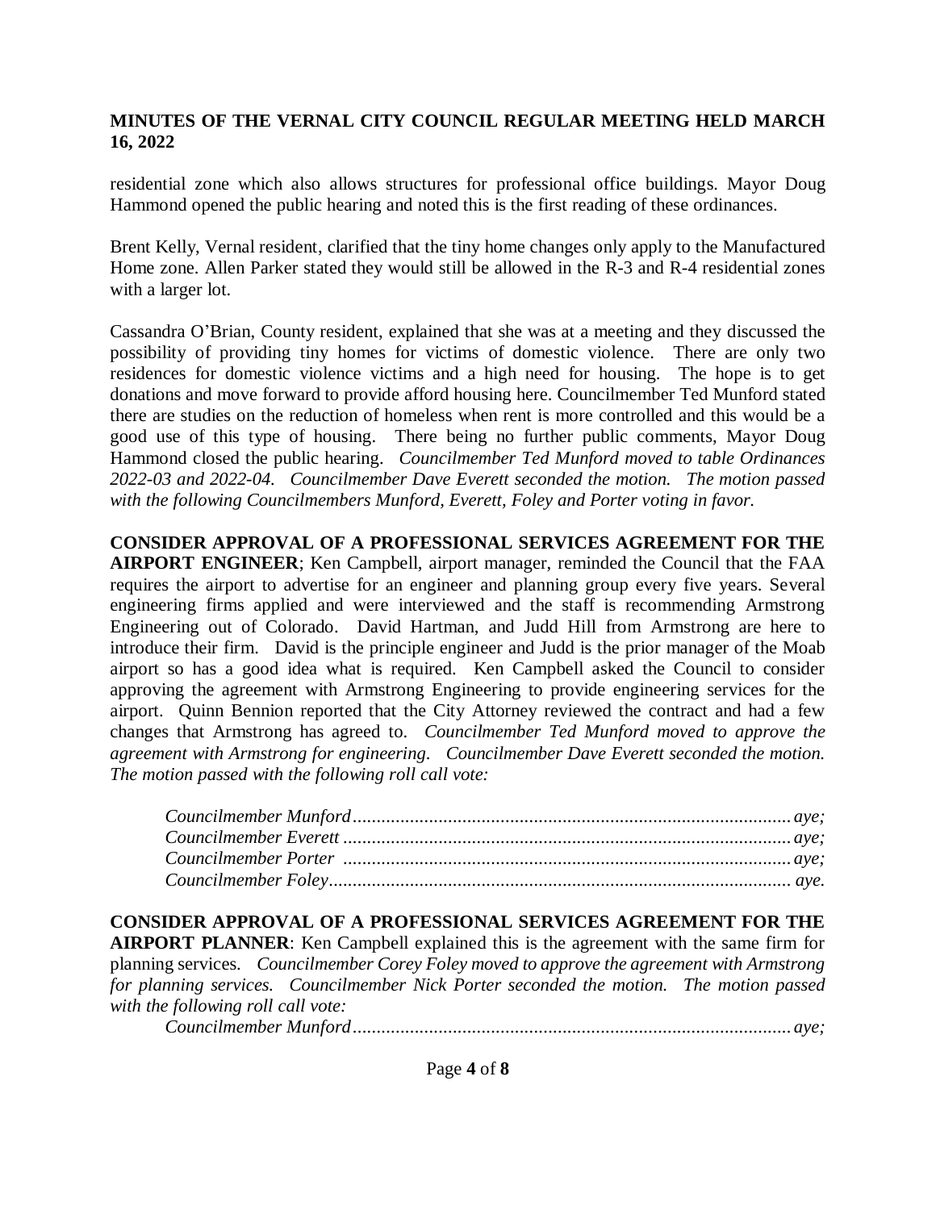**MINUTES OF THE VERNAL CITY COUNCIL REGULAR MEETING HELD MARCH 16, 2022**

residential zone which also allows structures for professional office buildings. Mayor Doug Hammond opened the public hearing and noted this is the first reading of these ordinances.

Brent Kelly, Vernal resident, clarified that the tiny home changes only apply to the Manufactured Home zone. Allen Parker stated they would still be allowed in the R-3 and R-4 residential zones with a larger lot.

Cassandra O'Brian, County resident, explained that she was at a meeting and they discussed the possibility of providing tiny homes for victims of domestic violence. There are only two residences for domestic violence victims and a high need for housing. The hope is to get donations and move forward to provide afford housing here. Councilmember Ted Munford stated there are studies on the reduction of homeless when rent is more controlled and this would be a good use of this type of housing. There being no further public comments, Mayor Doug Hammond closed the public hearing. *Councilmember Ted Munford moved to table Ordinances 2022-03 and 2022-04. Councilmember Dave Everett seconded the motion. The motion passed with the following Councilmembers Munford, Everett, Foley and Porter voting in favor.*

**CONSIDER APPROVAL OF A PROFESSIONAL SERVICES AGREEMENT FOR THE AIRPORT ENGINEER**; Ken Campbell, airport manager, reminded the Council that the FAA requires the airport to advertise for an engineer and planning group every five years. Several engineering firms applied and were interviewed and the staff is recommending Armstrong Engineering out of Colorado. David Hartman, and Judd Hill from Armstrong are here to introduce their firm. David is the principle engineer and Judd is the prior manager of the Moab airport so has a good idea what is required. Ken Campbell asked the Council to consider approving the agreement with Armstrong Engineering to provide engineering services for the airport. Quinn Bennion reported that the City Attorney reviewed the contract and had a few changes that Armstrong has agreed to. *Councilmember Ted Munford moved to approve the agreement with Armstrong for engineering. Councilmember Dave Everett seconded the motion. The motion passed with the following roll call vote:*

*Councilmember Munford............................................aye;*
*Councilmember Everett .............................................aye;*
*Councilmember Porter .............................................aye;*
*Councilmember Foley.............................................. aye.*

**CONSIDER APPROVAL OF A PROFESSIONAL SERVICES AGREEMENT FOR THE AIRPORT PLANNER**: Ken Campbell explained this is the agreement with the same firm for planning services. *Councilmember Corey Foley moved to approve the agreement with Armstrong for planning services. Councilmember Nick Porter seconded the motion. The motion passed with the following roll call vote:*

*Councilmember Munford............................................aye;*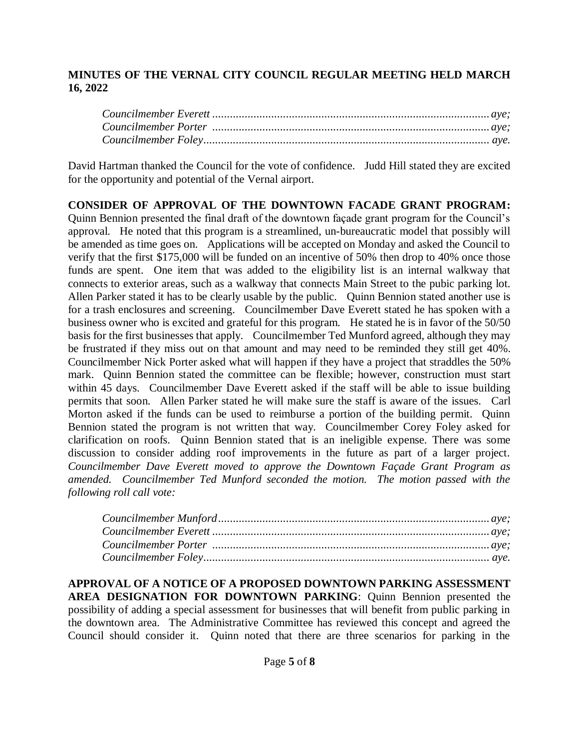**MINUTES OF THE VERNAL CITY COUNCIL REGULAR MEETING HELD MARCH 16, 2022**

*Councilmember Everett ............................................................................................ aye;*
*Councilmember Porter ............................................................................................ aye;*
*Councilmember Foley.............................................................................................. aye.*

David Hartman thanked the Council for the vote of confidence. Judd Hill stated they are excited for the opportunity and potential of the Vernal airport.

**CONSIDER OF APPROVAL OF THE DOWNTOWN FACADE GRANT PROGRAM:** Quinn Bennion presented the final draft of the downtown façade grant program for the Council's approval. He noted that this program is a streamlined, un-bureaucratic model that possibly will be amended as time goes on. Applications will be accepted on Monday and asked the Council to verify that the first $175,000 will be funded on an incentive of 50% then drop to 40% once those funds are spent. One item that was added to the eligibility list is an internal walkway that connects to exterior areas, such as a walkway that connects Main Street to the pubic parking lot. Allen Parker stated it has to be clearly usable by the public. Quinn Bennion stated another use is for a trash enclosures and screening. Councilmember Dave Everett stated he has spoken with a business owner who is excited and grateful for this program. He stated he is in favor of the 50/50 basis for the first businesses that apply. Councilmember Ted Munford agreed, although they may be frustrated if they miss out on that amount and may need to be reminded they still get 40%. Councilmember Nick Porter asked what will happen if they have a project that straddles the 50% mark. Quinn Bennion stated the committee can be flexible; however, construction must start within 45 days. Councilmember Dave Everett asked if the staff will be able to issue building permits that soon. Allen Parker stated he will make sure the staff is aware of the issues. Carl Morton asked if the funds can be used to reimburse a portion of the building permit. Quinn Bennion stated the program is not written that way. Councilmember Corey Foley asked for clarification on roofs. Quinn Bennion stated that is an ineligible expense. There was some discussion to consider adding roof improvements in the future as part of a larger project. *Councilmember Dave Everett moved to approve the Downtown Façade Grant Program as amended. Councilmember Ted Munford seconded the motion. The motion passed with the following roll call vote:*

*Councilmember Munford.......................................................................................... aye;*
*Councilmember Everett ............................................................................................ aye;*
*Councilmember Porter ............................................................................................ aye;*
*Councilmember Foley.............................................................................................. aye.*

**APPROVAL OF A NOTICE OF A PROPOSED DOWNTOWN PARKING ASSESSMENT AREA DESIGNATION FOR DOWNTOWN PARKING**: Quinn Bennion presented the possibility of adding a special assessment for businesses that will benefit from public parking in the downtown area. The Administrative Committee has reviewed this concept and agreed the Council should consider it. Quinn noted that there are three scenarios for parking in the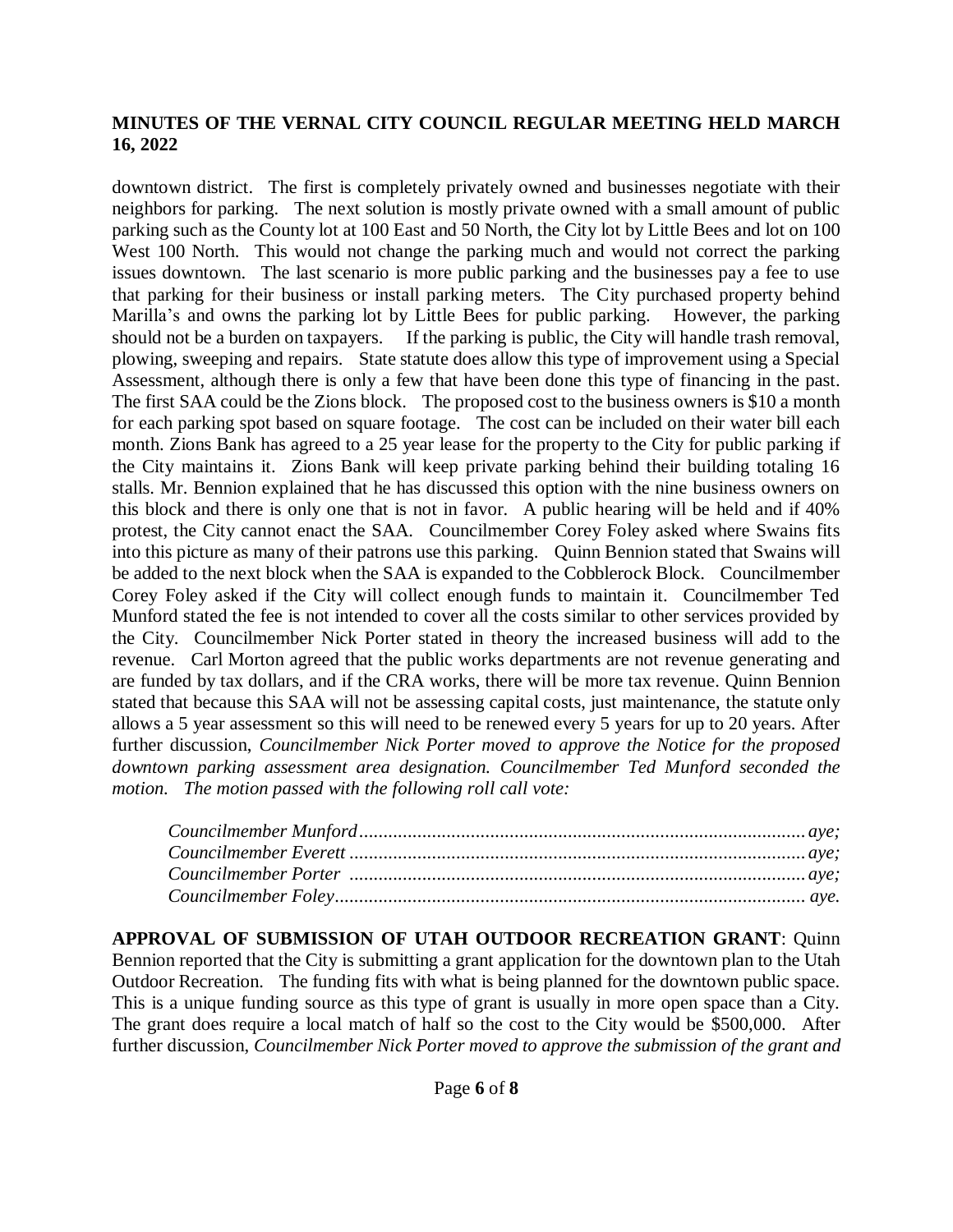downtown district. The first is completely privately owned and businesses negotiate with their neighbors for parking. The next solution is mostly private owned with a small amount of public parking such as the County lot at 100 East and 50 North, the City lot by Little Bees and lot on 100 West 100 North. This would not change the parking much and would not correct the parking issues downtown. The last scenario is more public parking and the businesses pay a fee to use that parking for their business or install parking meters. The City purchased property behind Marilla's and owns the parking lot by Little Bees for public parking. However, the parking should not be a burden on taxpayers. If the parking is public, the City will handle trash removal, plowing, sweeping and repairs. State statute does allow this type of improvement using a Special Assessment, although there is only a few that have been done this type of financing in the past. The first SAA could be the Zions block. The proposed cost to the business owners is $10 a month for each parking spot based on square footage. The cost can be included on their water bill each month. Zions Bank has agreed to a 25 year lease for the property to the City for public parking if the City maintains it. Zions Bank will keep private parking behind their building totaling 16 stalls. Mr. Bennion explained that he has discussed this option with the nine business owners on this block and there is only one that is not in favor. A public hearing will be held and if 40% protest, the City cannot enact the SAA. Councilmember Corey Foley asked where Swains fits into this picture as many of their patrons use this parking. Quinn Bennion stated that Swains will be added to the next block when the SAA is expanded to the Cobblerock Block. Councilmember Corey Foley asked if the City will collect enough funds to maintain it. Councilmember Ted Munford stated the fee is not intended to cover all the costs similar to other services provided by the City. Councilmember Nick Porter stated in theory the increased business will add to the revenue. Carl Morton agreed that the public works departments are not revenue generating and are funded by tax dollars, and if the CRA works, there will be more tax revenue. Quinn Bennion stated that because this SAA will not be assessing capital costs, just maintenance, the statute only allows a 5 year assessment so this will need to be renewed every 5 years for up to 20 years. After further discussion, *Councilmember Nick Porter moved to approve the Notice for the proposed downtown parking assessment area designation. Councilmember Ted Munford seconded the motion. The motion passed with the following roll call vote:*

*Councilmember Munford............................................................................................aye;*
*Councilmember Everett .............................................................................................aye;*
*Councilmember Porter .............................................................................................aye;*
*Councilmember Foley................................................................................................ aye.*

**APPROVAL OF SUBMISSION OF UTAH OUTDOOR RECREATION GRANT**: Quinn Bennion reported that the City is submitting a grant application for the downtown plan to the Utah Outdoor Recreation. The funding fits with what is being planned for the downtown public space. This is a unique funding source as this type of grant is usually in more open space than a City. The grant does require a local match of half so the cost to the City would be $500,000. After further discussion, *Councilmember Nick Porter moved to approve the submission of the grant and*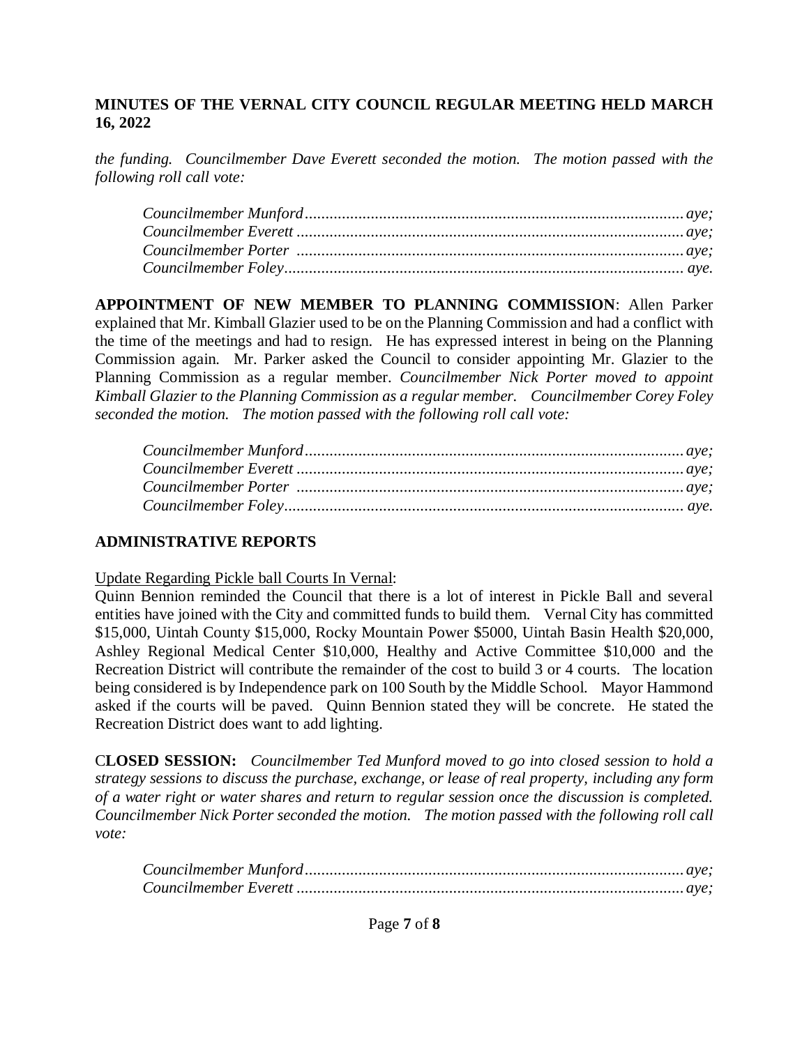**MINUTES OF THE VERNAL CITY COUNCIL REGULAR MEETING HELD MARCH 16, 2022**

*the funding. Councilmember Dave Everett seconded the motion. The motion passed with the following roll call vote:*

*Councilmember Munford............................................................................................aye;*
*Councilmember Everett .............................................................................................aye;*
*Councilmember Porter .............................................................................................aye;*
*Councilmember Foley................................................................................................ aye.*

**APPOINTMENT OF NEW MEMBER TO PLANNING COMMISSION**: Allen Parker explained that Mr. Kimball Glazier used to be on the Planning Commission and had a conflict with the time of the meetings and had to resign. He has expressed interest in being on the Planning Commission again. Mr. Parker asked the Council to consider appointing Mr. Glazier to the Planning Commission as a regular member. *Councilmember Nick Porter moved to appoint Kimball Glazier to the Planning Commission as a regular member. Councilmember Corey Foley seconded the motion. The motion passed with the following roll call vote:*

*Councilmember Munford............................................................................................aye;*
*Councilmember Everett .............................................................................................aye;*
*Councilmember Porter .............................................................................................aye;*
*Councilmember Foley................................................................................................ aye.*

**ADMINISTRATIVE REPORTS**

Update Regarding Pickle ball Courts In Vernal:
Quinn Bennion reminded the Council that there is a lot of interest in Pickle Ball and several entities have joined with the City and committed funds to build them. Vernal City has committed \$15,000, Uintah County \$15,000, Rocky Mountain Power \$5000, Uintah Basin Health \$20,000, Ashley Regional Medical Center \$10,000, Healthy and Active Committee \$10,000 and the Recreation District will contribute the remainder of the cost to build 3 or 4 courts. The location being considered is by Independence park on 100 South by the Middle School. Mayor Hammond asked if the courts will be paved. Quinn Bennion stated they will be concrete. He stated the Recreation District does want to add lighting.

C**LOSED SESSION:** *Councilmember Ted Munford moved to go into closed session to hold a strategy sessions to discuss the purchase, exchange, or lease of real property, including any form of a water right or water shares and return to regular session once the discussion is completed. Councilmember Nick Porter seconded the motion. The motion passed with the following roll call vote:*

*Councilmember Munford............................................................................................aye;*
*Councilmember Everett .............................................................................................aye;*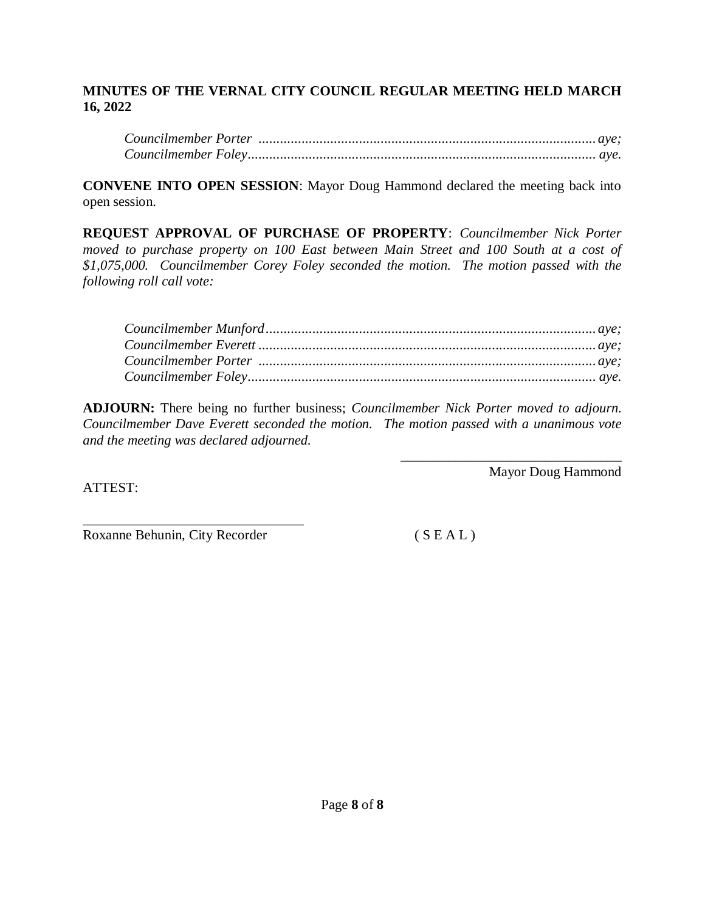MINUTES OF THE VERNAL CITY COUNCIL REGULAR MEETING HELD MARCH 16, 2022

*Councilmember Porter ............................................................................................ aye;*
*Councilmember Foley................................................................................................ aye.*

**CONVENE INTO OPEN SESSION**: Mayor Doug Hammond declared the meeting back into open session.

**REQUEST APPROVAL OF PURCHASE OF PROPERTY**: *Councilmember Nick Porter moved to purchase property on 100 East between Main Street and 100 South at a cost of $1,075,000. Councilmember Corey Foley seconded the motion. The motion passed with the following roll call vote:*

*Councilmember Munford........................................................................................... aye;*
*Councilmember Everett ............................................................................................ aye;*
*Councilmember Porter ............................................................................................ aye;*
*Councilmember Foley................................................................................................ aye.*

**ADJOURN:** There being no further business; *Councilmember Nick Porter moved to adjourn. Councilmember Dave Everett seconded the motion. The motion passed with a unanimous vote and the meeting was declared adjourned.*

________________________________
Mayor Doug Hammond

ATTEST:

________________________________
Roxanne Behunin, City Recorder ( S E A L )